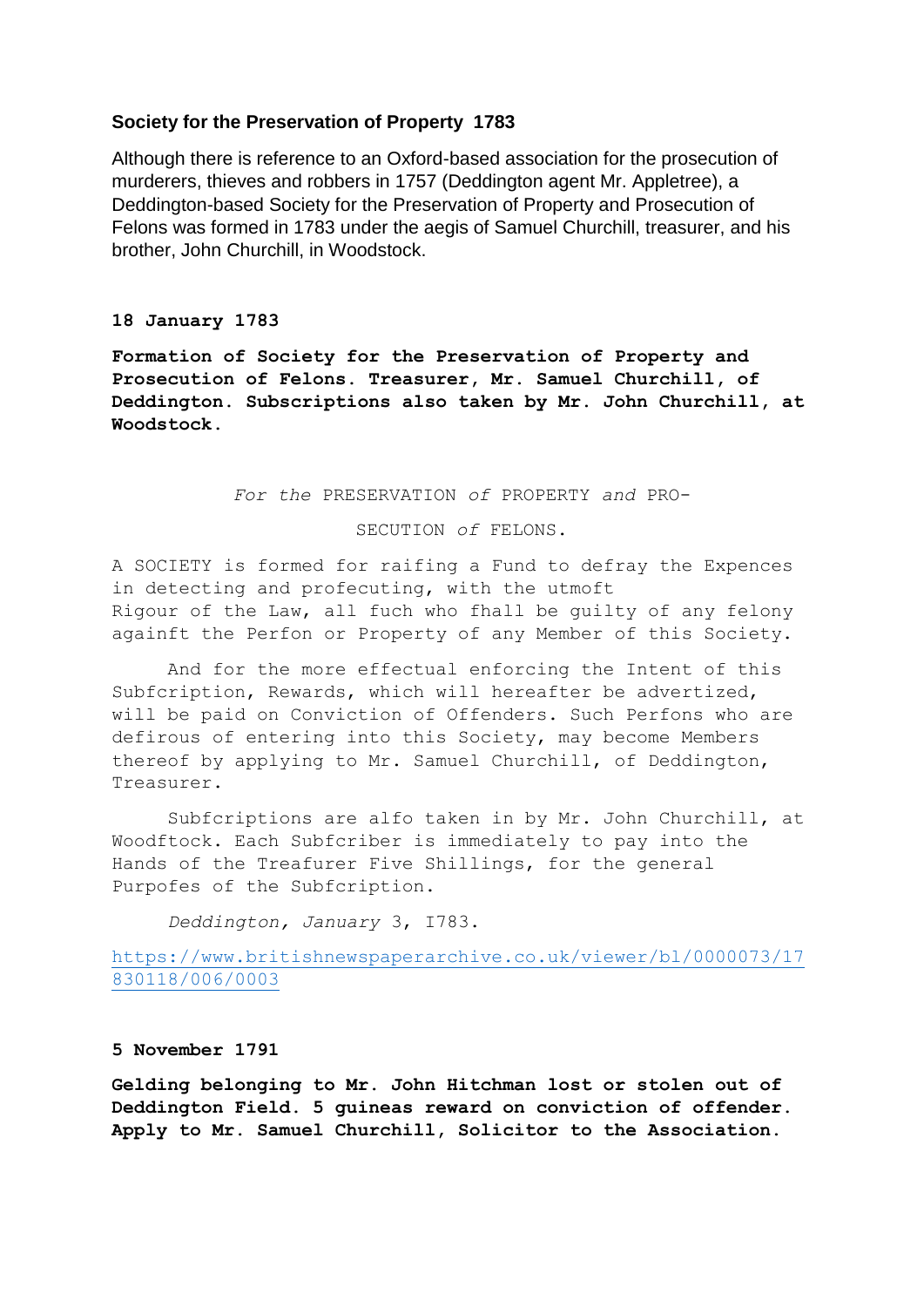**Society for the Preservation of Property 1783**

Although there is reference to an Oxford-based association for the prosecution of murderers, thieves and robbers in 1757 (Deddington agent Mr. Appletree), a Deddington-based Society for the Preservation of Property and Prosecution of Felons was formed in 1783 under the aegis of Samuel Churchill, treasurer, and his brother, John Churchill, in Woodstock.

**18 January 1783**

**Formation of Society for the Preservation of Property and Prosecution of Felons. Treasurer, Mr. Samuel Churchill, of Deddington. Subscriptions also taken by Mr. John Churchill, at Woodstock.**

*For the* PRESERVATION *of* PROPERTY *and* PRO-

SECUTION *of* FELONS.

A SOCIETY is formed for raifing a Fund to defray the Expences in detecting and profecuting, with the utmoft Rigour of the Law, all fuch who fhall be guilty of any felony againft the Perfon or Property of any Member of this Society.

And for the more effectual enforcing the Intent of this Subfcription, Rewards, which will hereafter be advertized, will be paid on Conviction of Offenders. Such Perfons who are defirous of entering into this Society, may become Members thereof by applying to Mr. Samuel Churchill, of Deddington, Treasurer.

Subfcriptions are alfo taken in by Mr. John Churchill, at Woodftock. Each Subfcriber is immediately to pay into the Hands of the Treafurer Five Shillings, for the general Purpofes of the Subfcription.

*Deddington, January* 3, I783.

https://www.britishnewspaperarchive.co.uk/viewer/bl/0000073/17830118/006/0003

**5 November 1791**

**Gelding belonging to Mr. John Hitchman lost or stolen out of Deddington Field. 5 guineas reward on conviction of offender. Apply to Mr. Samuel Churchill, Solicitor to the Association.**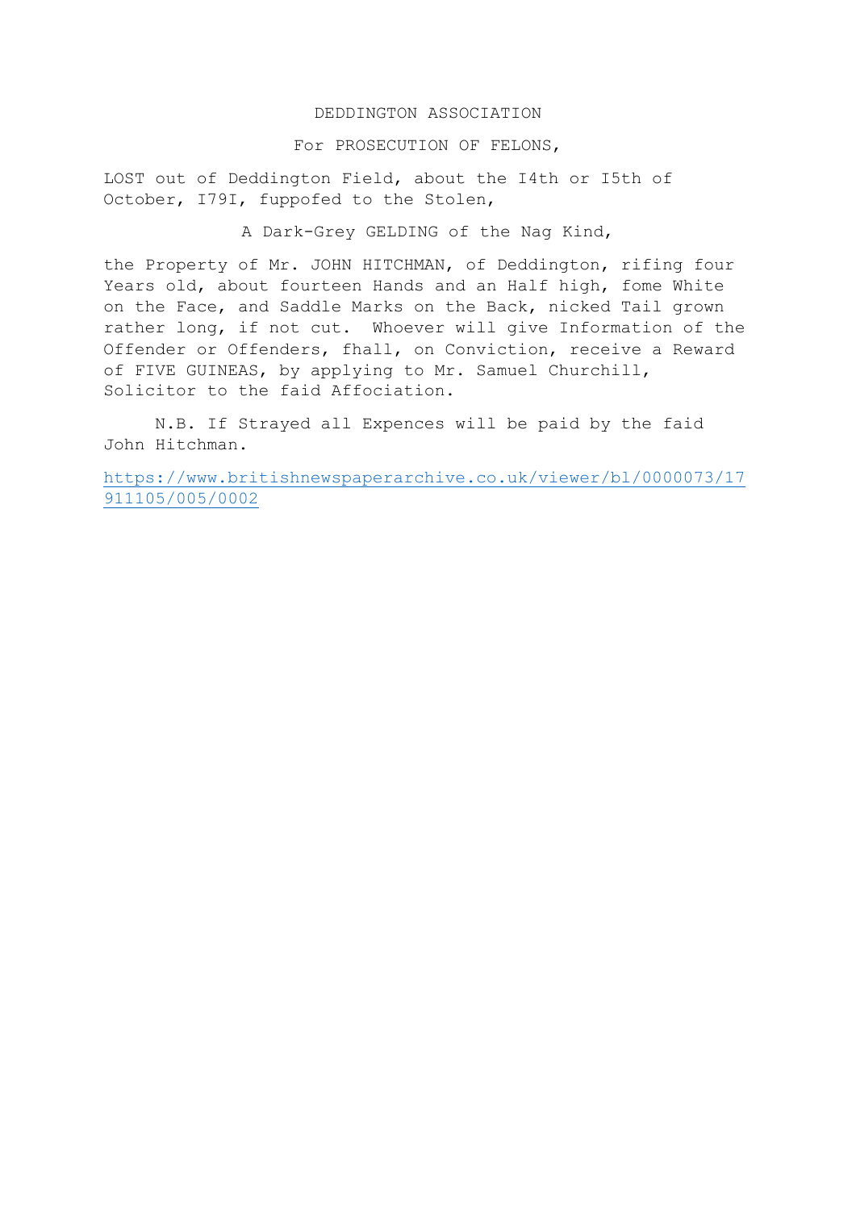DEDDINGTON ASSOCIATION

For PROSECUTION OF FELONS,

LOST out of Deddington Field, about the I4th or I5th of October, I79I, fuppofed to the Stolen,

A Dark-Grey GELDING of the Nag Kind,

the Property of Mr. JOHN HITCHMAN, of Deddington, rifing four Years old, about fourteen Hands and an Half high, fome White on the Face, and Saddle Marks on the Back, nicked Tail grown rather long, if not cut. Whoever will give Information of the Offender or Offenders, fhall, on Conviction, receive a Reward of FIVE GUINEAS, by applying to Mr. Samuel Churchill, Solicitor to the faid Affociation.

N.B. If Strayed all Expences will be paid by the faid John Hitchman.

https://www.britishnewspaperarchive.co.uk/viewer/bl/0000073/17911105/005/0002